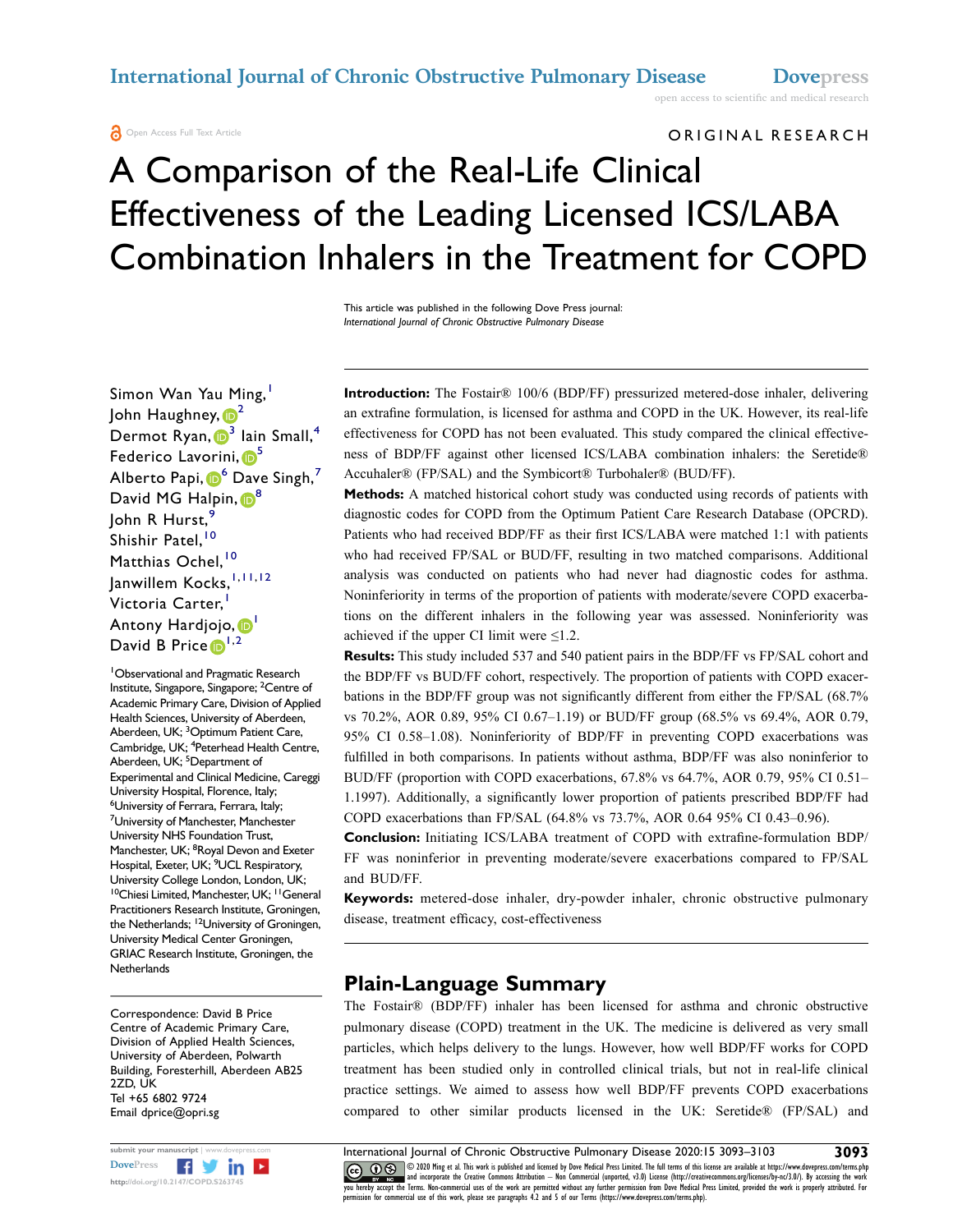ORIGINAL RESEARCH

# A Comparison of the Real-Life Clinical Effectiveness of the Leading Licensed ICS/LABA Combination Inhalers in the Treatment for COPD

This article was published in the following Dove Press journal:
*International Journal of Chronic Obstructive Pulmonary Disease*

Simon Wan Yau Ming,[1] John Haughney,[2] Dermot Ryan,[3] Iain Small,[4] Federico Lavorini,[5] Alberto Papi,[6] Dave Singh,[7] David MG Halpin,[8] John R Hurst,[9] Shishir Patel,[10] Matthias Ochel,[10] Janwillem Kocks,[1,11,12] Victoria Carter,[1] Antony Hardjojo,[1] David B Price[1,2]

[1]Observational and Pragmatic Research Institute, Singapore, Singapore; [2]Centre of Academic Primary Care, Division of Applied Health Sciences, University of Aberdeen, Aberdeen, UK; [3]Optimum Patient Care, Cambridge, UK; [4]Peterhead Health Centre, Aberdeen, UK; [5]Department of Experimental and Clinical Medicine, Careggi University Hospital, Florence, Italy; [6]University of Ferrara, Ferrara, Italy; [7]University of Manchester, Manchester University NHS Foundation Trust, Manchester, UK; [8]Royal Devon and Exeter Hospital, Exeter, UK; [9]UCL Respiratory, University College London, London, UK; [10]Chiesi Limited, Manchester, UK; [11]General Practitioners Research Institute, Groningen, the Netherlands; [12]University of Groningen, University Medical Center Groningen, GRIAC Research Institute, Groningen, the Netherlands

Correspondence: David B Price
Centre of Academic Primary Care, Division of Applied Health Sciences, University of Aberdeen, Polwarth Building, Foresterhill, Aberdeen AB25 2ZD, UK
Tel +65 6802 9724
Email dprice@opri.sg

**Introduction:** The Fostair® 100/6 (BDP/FF) pressurized metered-dose inhaler, delivering an extrafine formulation, is licensed for asthma and COPD in the UK. However, its real-life effectiveness for COPD has not been evaluated. This study compared the clinical effectiveness of BDP/FF against other licensed ICS/LABA combination inhalers: the Seretide® Accuhaler® (FP/SAL) and the Symbicort® Turbohaler® (BUD/FF).

**Methods:** A matched historical cohort study was conducted using records of patients with diagnostic codes for COPD from the Optimum Patient Care Research Database (OPCRD). Patients who had received BDP/FF as their first ICS/LABA were matched 1:1 with patients who had received FP/SAL or BUD/FF, resulting in two matched comparisons. Additional analysis was conducted on patients who had never had diagnostic codes for asthma. Noninferiority in terms of the proportion of patients with moderate/severe COPD exacerbations on the different inhalers in the following year was assessed. Noninferiority was achieved if the upper CI limit were ≤1.2.

**Results:** This study included 537 and 540 patient pairs in the BDP/FF vs FP/SAL cohort and the BDP/FF vs BUD/FF cohort, respectively. The proportion of patients with COPD exacerbations in the BDP/FF group was not significantly different from either the FP/SAL (68.7% vs 70.2%, AOR 0.89, 95% CI 0.67–1.19) or BUD/FF group (68.5% vs 69.4%, AOR 0.79, 95% CI 0.58–1.08). Noninferiority of BDP/FF in preventing COPD exacerbations was fulfilled in both comparisons. In patients without asthma, BDP/FF was also noninferior to BUD/FF (proportion with COPD exacerbations, 67.8% vs 64.7%, AOR 0.79, 95% CI 0.51–1.1997). Additionally, a significantly lower proportion of patients prescribed BDP/FF had COPD exacerbations than FP/SAL (64.8% vs 73.7%, AOR 0.64 95% CI 0.43–0.96).

**Conclusion:** Initiating ICS/LABA treatment of COPD with extrafine-formulation BDP/FF was noninferior in preventing moderate/severe exacerbations compared to FP/SAL and BUD/FF.

**Keywords:** metered-dose inhaler, dry-powder inhaler, chronic obstructive pulmonary disease, treatment efficacy, cost-effectiveness

## Plain-Language Summary

The Fostair® (BDP/FF) inhaler has been licensed for asthma and chronic obstructive pulmonary disease (COPD) treatment in the UK. The medicine is delivered as very small particles, which helps delivery to the lungs. However, how well BDP/FF works for COPD treatment has been studied only in controlled clinical trials, but not in real-life clinical practice settings. We aimed to assess how well BDP/FF prevents COPD exacerbations compared to other similar products licensed in the UK: Seretide® (FP/SAL) and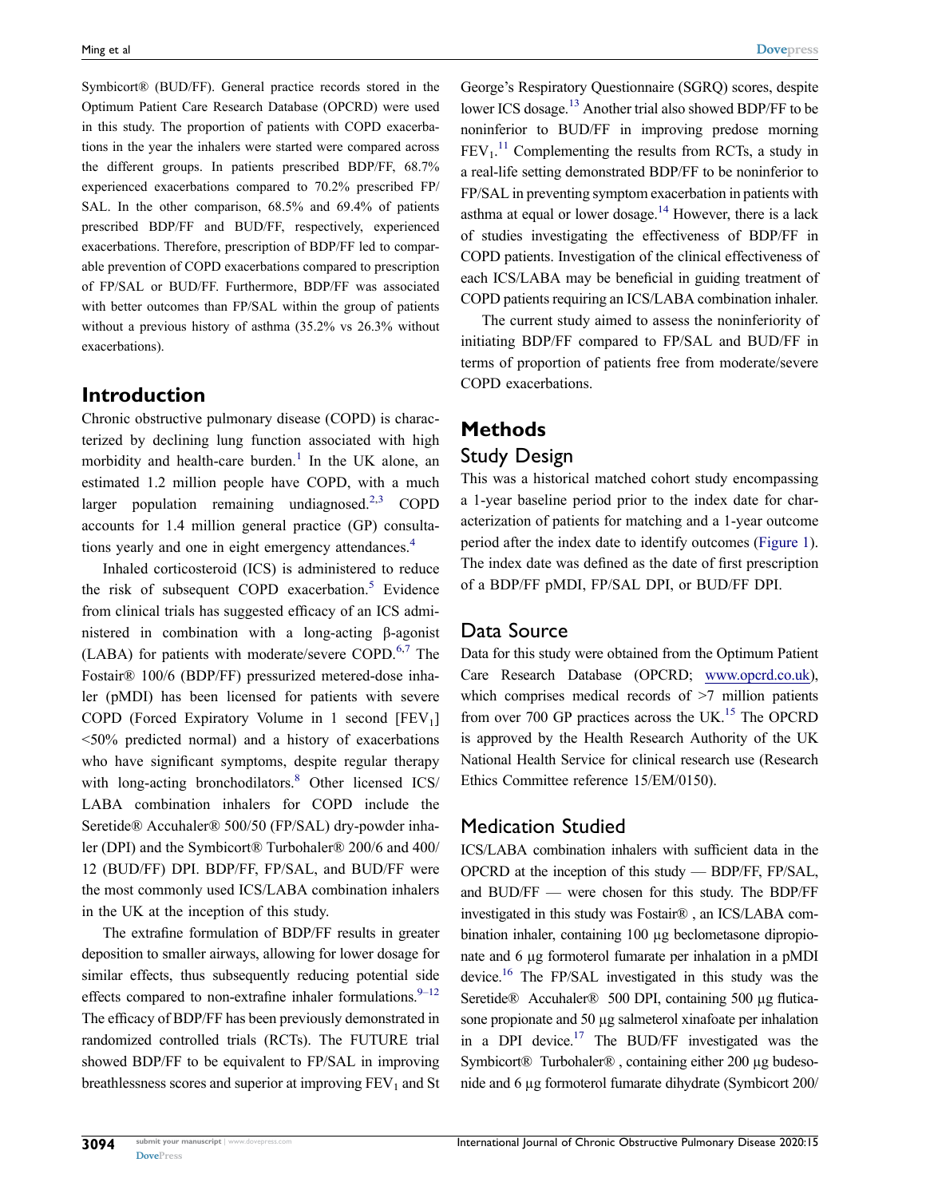Symbicort® (BUD/FF). General practice records stored in the Optimum Patient Care Research Database (OPCRD) were used in this study. The proportion of patients with COPD exacerbations in the year the inhalers were started were compared across the different groups. In patients prescribed BDP/FF, 68.7% experienced exacerbations compared to 70.2% prescribed FP/SAL. In the other comparison, 68.5% and 69.4% of patients prescribed BDP/FF and BUD/FF, respectively, experienced exacerbations. Therefore, prescription of BDP/FF led to comparable prevention of COPD exacerbations compared to prescription of FP/SAL or BUD/FF. Furthermore, BDP/FF was associated with better outcomes than FP/SAL within the group of patients without a previous history of asthma (35.2% vs 26.3% without exacerbations).

## Introduction

Chronic obstructive pulmonary disease (COPD) is characterized by declining lung function associated with high morbidity and health-care burden.[1] In the UK alone, an estimated 1.2 million people have COPD, with a much larger population remaining undiagnosed.[2,3] COPD accounts for 1.4 million general practice (GP) consultations yearly and one in eight emergency attendances.[4]

Inhaled corticosteroid (ICS) is administered to reduce the risk of subsequent COPD exacerbation.[5] Evidence from clinical trials has suggested efficacy of an ICS administered in combination with a long-acting β-agonist (LABA) for patients with moderate/severe COPD.[6,7] The Fostair® 100/6 (BDP/FF) pressurized metered-dose inhaler (pMDI) has been licensed for patients with severe COPD (Forced Expiratory Volume in 1 second [$FEV_1$] <50% predicted normal) and a history of exacerbations who have significant symptoms, despite regular therapy with long-acting bronchodilators.[8] Other licensed ICS/LABA combination inhalers for COPD include the Seretide® Accuhaler® 500/50 (FP/SAL) dry-powder inhaler (DPI) and the Symbicort® Turbohaler® 200/6 and 400/12 (BUD/FF) DPI. BDP/FF, FP/SAL, and BUD/FF were the most commonly used ICS/LABA combination inhalers in the UK at the inception of this study.

The extrafine formulation of BDP/FF results in greater deposition to smaller airways, allowing for lower dosage for similar effects, thus subsequently reducing potential side effects compared to non-extrafine inhaler formulations.[9–12] The efficacy of BDP/FF has been previously demonstrated in randomized controlled trials (RCTs). The FUTURE trial showed BDP/FF to be equivalent to FP/SAL in improving breathlessness scores and superior at improving $FEV_1$ and St George's Respiratory Questionnaire (SGRQ) scores, despite lower ICS dosage.[13] Another trial also showed BDP/FF to be noninferior to BUD/FF in improving predose morning $FEV_1$.[11] Complementing the results from RCTs, a study in a real-life setting demonstrated BDP/FF to be noninferior to FP/SAL in preventing symptom exacerbation in patients with asthma at equal or lower dosage.[14] However, there is a lack of studies investigating the effectiveness of BDP/FF in COPD patients. Investigation of the clinical effectiveness of each ICS/LABA may be beneficial in guiding treatment of COPD patients requiring an ICS/LABA combination inhaler.

The current study aimed to assess the noninferiority of initiating BDP/FF compared to FP/SAL and BUD/FF in terms of proportion of patients free from moderate/severe COPD exacerbations.

## Methods

### Study Design

This was a historical matched cohort study encompassing a 1-year baseline period prior to the index date for characterization of patients for matching and a 1-year outcome period after the index date to identify outcomes (Figure 1). The index date was defined as the date of first prescription of a BDP/FF pMDI, FP/SAL DPI, or BUD/FF DPI.

### Data Source

Data for this study were obtained from the Optimum Patient Care Research Database (OPCRD; www.opcrd.co.uk), which comprises medical records of >7 million patients from over 700 GP practices across the UK.[15] The OPCRD is approved by the Health Research Authority of the UK National Health Service for clinical research use (Research Ethics Committee reference 15/EM/0150).

### Medication Studied

ICS/LABA combination inhalers with sufficient data in the OPCRD at the inception of this study — BDP/FF, FP/SAL, and BUD/FF — were chosen for this study. The BDP/FF investigated in this study was Fostair® , an ICS/LABA combination inhaler, containing 100 µg beclometasone dipropionate and 6 µg formoterol fumarate per inhalation in a pMDI device.[16] The FP/SAL investigated in this study was the Seretide® Accuhaler® 500 DPI, containing 500 µg fluticasone propionate and 50 µg salmeterol xinafoate per inhalation in a DPI device.[17] The BUD/FF investigated was the Symbicort® Turbohaler® , containing either 200 µg budesonide and 6 µg formoterol fumarate dihydrate (Symbicort 200/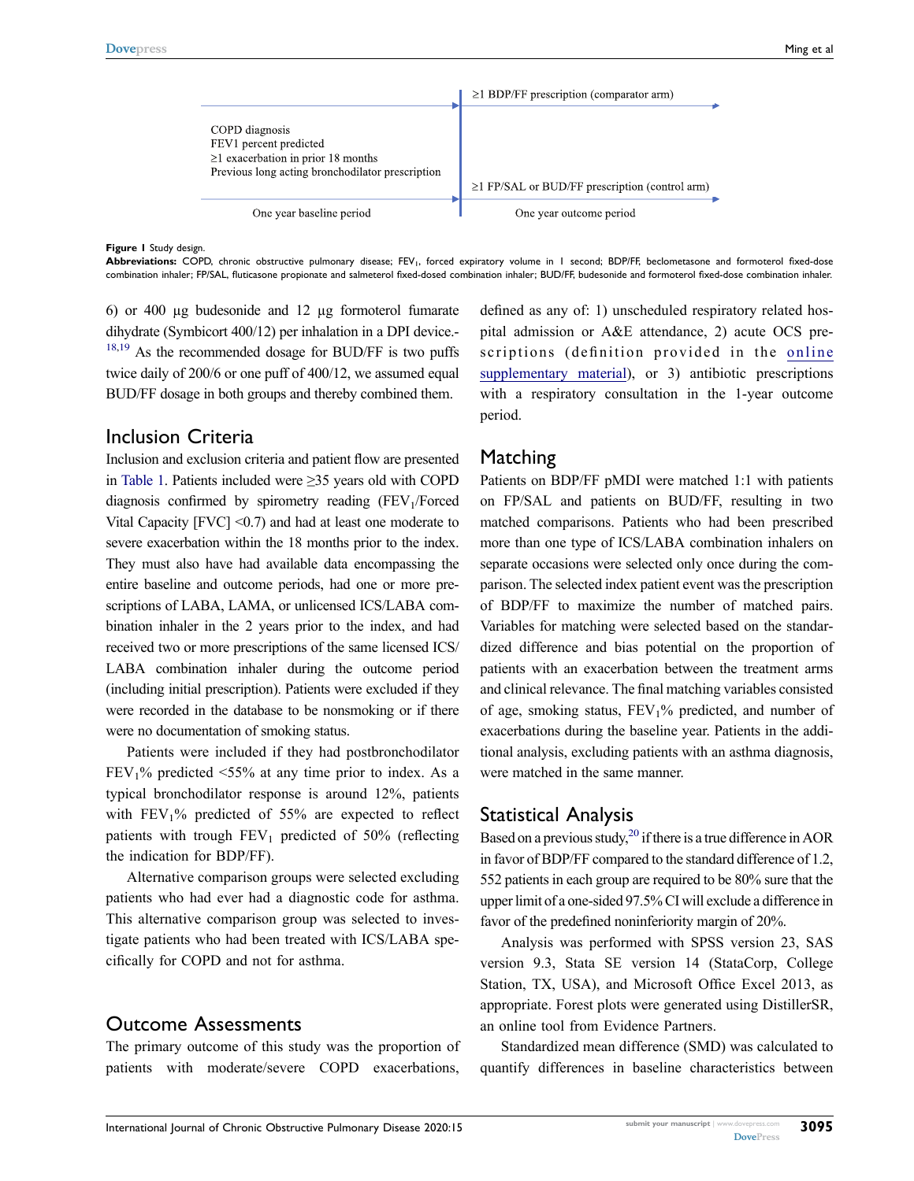≥1 BDP/FF prescription (comparator arm)

COPD diagnosis
$FEV1$ percent predicted
≥1 exacerbation in prior 18 months
Previous long acting bronchodilator prescription

≥1 FP/SAL or BUD/FF prescription (control arm)

One year baseline period

One year outcome period

**Figure 1** Study design.
**Abbreviations:** COPD, chronic obstructive pulmonary disease; $FEV_1$, forced expiratory volume in 1 second; BDP/FF, beclometasone and formoterol fixed-dose combination inhaler; FP/SAL, fluticasone propionate and salmeterol fixed-dosed combination inhaler; BUD/FF, budesonide and formoterol fixed-dose combination inhaler.

6) or 400 µg budesonide and 12 µg formoterol fumarate dihydrate (Symbicort 400/12) per inhalation in a DPI device.[18,19] As the recommended dosage for BUD/FF is two puffs twice daily of 200/6 or one puff of 400/12, we assumed equal BUD/FF dosage in both groups and thereby combined them.

## Inclusion Criteria

Inclusion and exclusion criteria and patient flow are presented in Table 1. Patients included were ≥35 years old with COPD diagnosis confirmed by spirometry reading ($FEV_1$/Forced Vital Capacity [FVC] <0.7) and had at least one moderate to severe exacerbation within the 18 months prior to the index. They must also have had available data encompassing the entire baseline and outcome periods, had one or more prescriptions of LABA, LAMA, or unlicensed ICS/LABA combination inhaler in the 2 years prior to the index, and had received two or more prescriptions of the same licensed ICS/LABA combination inhaler during the outcome period (including initial prescription). Patients were excluded if they were recorded in the database to be nonsmoking or if there were no documentation of smoking status.

Patients were included if they had postbronchodilator $FEV_1$% predicted <55% at any time prior to index. As a typical bronchodilator response is around 12%, patients with $FEV_1$% predicted of 55% are expected to reflect patients with trough $FEV_1$ predicted of 50% (reflecting the indication for BDP/FF).

Alternative comparison groups were selected excluding patients who had ever had a diagnostic code for asthma. This alternative comparison group was selected to investigate patients who had been treated with ICS/LABA specifically for COPD and not for asthma.

## Outcome Assessments

The primary outcome of this study was the proportion of patients with moderate/severe COPD exacerbations, defined as any of: 1) unscheduled respiratory related hospital admission or A&E attendance, 2) acute OCS prescriptions (definition provided in the online supplementary material), or 3) antibiotic prescriptions with a respiratory consultation in the 1-year outcome period.

## Matching

Patients on BDP/FF pMDI were matched 1:1 with patients on FP/SAL and patients on BUD/FF, resulting in two matched comparisons. Patients who had been prescribed more than one type of ICS/LABA combination inhalers on separate occasions were selected only once during the comparison. The selected index patient event was the prescription of BDP/FF to maximize the number of matched pairs. Variables for matching were selected based on the standardized difference and bias potential on the proportion of patients with an exacerbation between the treatment arms and clinical relevance. The final matching variables consisted of age, smoking status, $FEV_1$% predicted, and number of exacerbations during the baseline year. Patients in the additional analysis, excluding patients with an asthma diagnosis, were matched in the same manner.

## Statistical Analysis

Based on a previous study,[20] if there is a true difference in AOR in favor of BDP/FF compared to the standard difference of 1.2, 552 patients in each group are required to be 80% sure that the upper limit of a one-sided 97.5% CI will exclude a difference in favor of the predefined noninferiority margin of 20%.

Analysis was performed with SPSS version 23, SAS version 9.3, Stata SE version 14 (StataCorp, College Station, TX, USA), and Microsoft Office Excel 2013, as appropriate. Forest plots were generated using DistillerSR, an online tool from Evidence Partners.

Standardized mean difference (SMD) was calculated to quantify differences in baseline characteristics between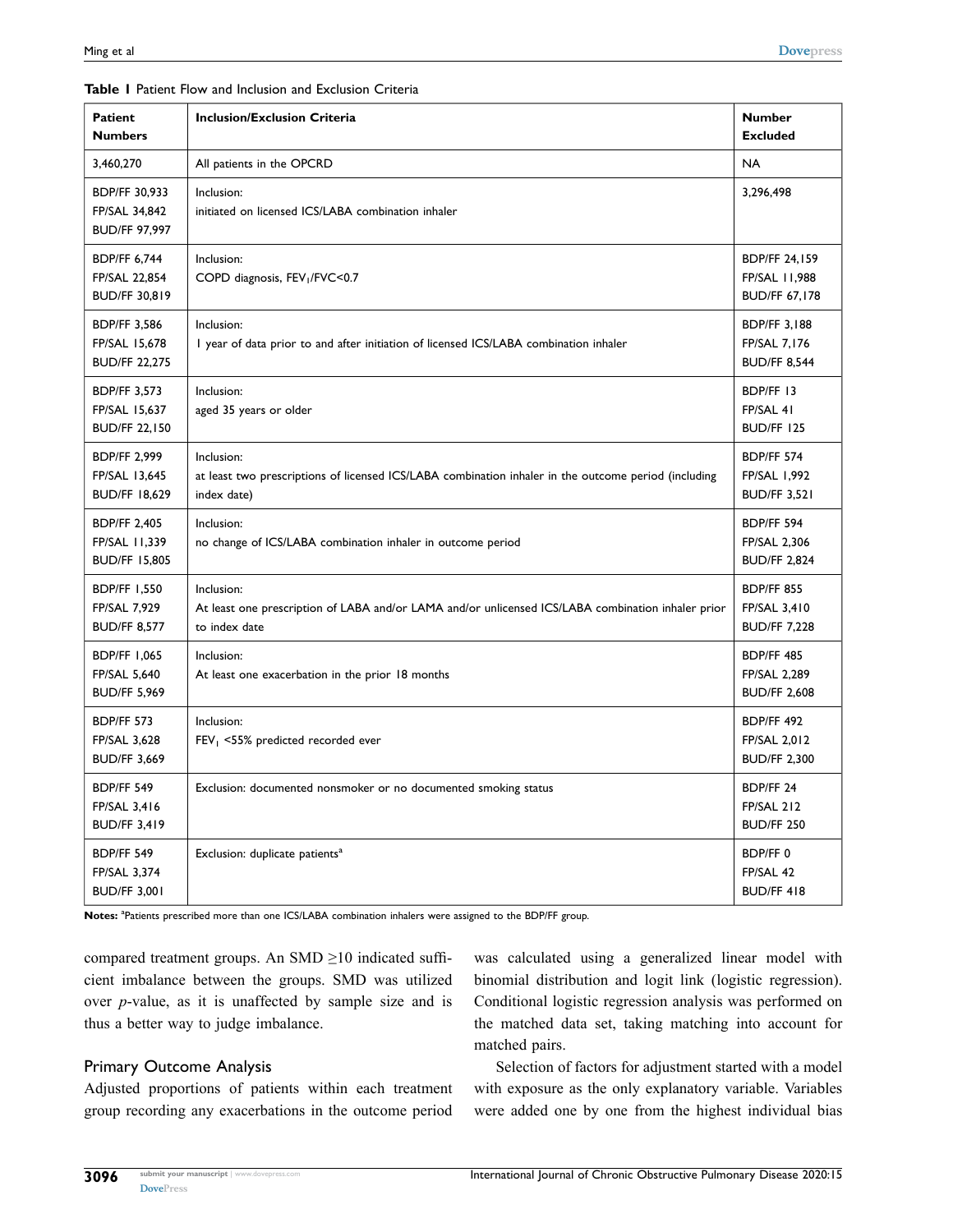**Table 1** Patient Flow and Inclusion and Exclusion Criteria

| Patient Numbers | Inclusion/Exclusion Criteria | Number Excluded |
|---|---|---|
| 3,460,270 | All patients in the OPCRD | NA |
| BDP/FF 30,933<br>FP/SAL 34,842<br>BUD/FF 97,997 | Inclusion:<br>initiated on licensed ICS/LABA combination inhaler | 3,296,498 |
| BDP/FF 6,744<br>FP/SAL 22,854<br>BUD/FF 30,819 | Inclusion:<br>COPD diagnosis, $FEV_1$/FVC<0.7 | BDP/FF 24,159<br>FP/SAL 11,988<br>BUD/FF 67,178 |
| BDP/FF 3,586<br>FP/SAL 15,678<br>BUD/FF 22,275 | Inclusion:<br>1 year of data prior to and after initiation of licensed ICS/LABA combination inhaler | BDP/FF 3,188<br>FP/SAL 7,176<br>BUD/FF 8,544 |
| BDP/FF 3,573<br>FP/SAL 15,637<br>BUD/FF 22,150 | Inclusion:<br>aged 35 years or older | BDP/FF 13<br>FP/SAL 41<br>BUD/FF 125 |
| BDP/FF 2,999<br>FP/SAL 13,645<br>BUD/FF 18,629 | Inclusion:<br>at least two prescriptions of licensed ICS/LABA combination inhaler in the outcome period (including index date) | BDP/FF 574<br>FP/SAL 1,992<br>BUD/FF 3,521 |
| BDP/FF 2,405<br>FP/SAL 11,339<br>BUD/FF 15,805 | Inclusion:<br>no change of ICS/LABA combination inhaler in outcome period | BDP/FF 594<br>FP/SAL 2,306<br>BUD/FF 2,824 |
| BDP/FF 1,550<br>FP/SAL 7,929<br>BUD/FF 8,577 | Inclusion:<br>At least one prescription of LABA and/or LAMA and/or unlicensed ICS/LABA combination inhaler prior to index date | BDP/FF 855<br>FP/SAL 3,410<br>BUD/FF 7,228 |
| BDP/FF 1,065<br>FP/SAL 5,640<br>BUD/FF 5,969 | Inclusion:<br>At least one exacerbation in the prior 18 months | BDP/FF 485<br>FP/SAL 2,289<br>BUD/FF 2,608 |
| BDP/FF 573<br>FP/SAL 3,628<br>BUD/FF 3,669 | Inclusion:<br>$FEV_1$ <55% predicted recorded ever | BDP/FF 492<br>FP/SAL 2,012<br>BUD/FF 2,300 |
| BDP/FF 549<br>FP/SAL 3,416<br>BUD/FF 3,419 | Exclusion: documented nonsmoker or no documented smoking status | BDP/FF 24<br>FP/SAL 212<br>BUD/FF 250 |
| BDP/FF 549<br>FP/SAL 3,374<br>BUD/FF 3,001 | Exclusion: duplicate patients[a] | BDP/FF 0<br>FP/SAL 42<br>BUD/FF 418 |

**Notes:** [a]Patients prescribed more than one ICS/LABA combination inhalers were assigned to the BDP/FF group.

compared treatment groups. An SMD ≥10 indicated sufficient imbalance between the groups. SMD was utilized over *p*-value, as it is unaffected by sample size and is thus a better way to judge imbalance.

### Primary Outcome Analysis

Adjusted proportions of patients within each treatment group recording any exacerbations in the outcome period was calculated using a generalized linear model with binomial distribution and logit link (logistic regression). Conditional logistic regression analysis was performed on the matched data set, taking matching into account for matched pairs.

Selection of factors for adjustment started with a model with exposure as the only explanatory variable. Variables were added one by one from the highest individual bias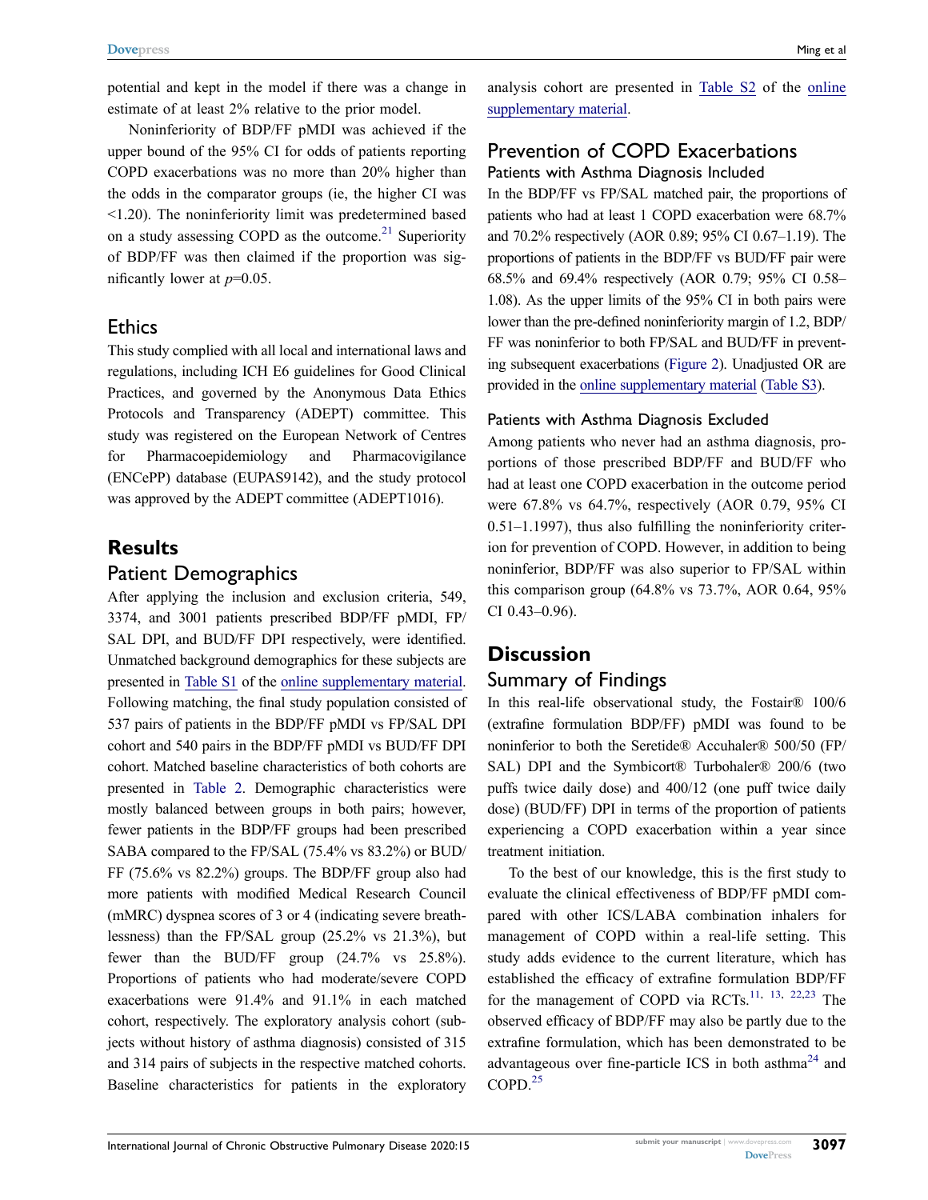potential and kept in the model if there was a change in estimate of at least 2% relative to the prior model.

Noninferiority of BDP/FF pMDI was achieved if the upper bound of the 95% CI for odds of patients reporting COPD exacerbations was no more than 20% higher than the odds in the comparator groups (ie, the higher CI was <1.20). The noninferiority limit was predetermined based on a study assessing COPD as the outcome.[21] Superiority of BDP/FF was then claimed if the proportion was significantly lower at $p$=0.05.

## Ethics

This study complied with all local and international laws and regulations, including ICH E6 guidelines for Good Clinical Practices, and governed by the Anonymous Data Ethics Protocols and Transparency (ADEPT) committee. This study was registered on the European Network of Centres for Pharmacoepidemiology and Pharmacovigilance (ENCePP) database (EUPAS9142), and the study protocol was approved by the ADEPT committee (ADEPT1016).

# Results

## Patient Demographics

After applying the inclusion and exclusion criteria, 549, 3374, and 3001 patients prescribed BDP/FF pMDI, FP/SAL DPI, and BUD/FF DPI respectively, were identified. Unmatched background demographics for these subjects are presented in Table S1 of the online supplementary material. Following matching, the final study population consisted of 537 pairs of patients in the BDP/FF pMDI vs FP/SAL DPI cohort and 540 pairs in the BDP/FF pMDI vs BUD/FF DPI cohort. Matched baseline characteristics of both cohorts are presented in Table 2. Demographic characteristics were mostly balanced between groups in both pairs; however, fewer patients in the BDP/FF groups had been prescribed SABA compared to the FP/SAL (75.4% vs 83.2%) or BUD/FF (75.6% vs 82.2%) groups. The BDP/FF group also had more patients with modified Medical Research Council (mMRC) dyspnea scores of 3 or 4 (indicating severe breathlessness) than the FP/SAL group (25.2% vs 21.3%), but fewer than the BUD/FF group (24.7% vs 25.8%). Proportions of patients who had moderate/severe COPD exacerbations were 91.4% and 91.1% in each matched cohort, respectively. The exploratory analysis cohort (subjects without history of asthma diagnosis) consisted of 315 and 314 pairs of subjects in the respective matched cohorts. Baseline characteristics for patients in the exploratory analysis cohort are presented in Table S2 of the online supplementary material.

## Prevention of COPD Exacerbations

### Patients with Asthma Diagnosis Included

In the BDP/FF vs FP/SAL matched pair, the proportions of patients who had at least 1 COPD exacerbation were 68.7% and 70.2% respectively (AOR 0.89; 95% CI 0.67–1.19). The proportions of patients in the BDP/FF vs BUD/FF pair were 68.5% and 69.4% respectively (AOR 0.79; 95% CI 0.58–1.08). As the upper limits of the 95% CI in both pairs were lower than the pre-defined noninferiority margin of 1.2, BDP/FF was noninferior to both FP/SAL and BUD/FF in preventing subsequent exacerbations (Figure 2). Unadjusted OR are provided in the online supplementary material (Table S3).

### Patients with Asthma Diagnosis Excluded

Among patients who never had an asthma diagnosis, proportions of those prescribed BDP/FF and BUD/FF who had at least one COPD exacerbation in the outcome period were 67.8% vs 64.7%, respectively (AOR 0.79, 95% CI 0.51–1.1997), thus also fulfilling the noninferiority criterion for prevention of COPD. However, in addition to being noninferior, BDP/FF was also superior to FP/SAL within this comparison group (64.8% vs 73.7%, AOR 0.64, 95% CI 0.43–0.96).

# Discussion

## Summary of Findings

In this real-life observational study, the Fostair® 100/6 (extrafine formulation BDP/FF) pMDI was found to be noninferior to both the Seretide® Accuhaler® 500/50 (FP/SAL) DPI and the Symbicort® Turbohaler® 200/6 (two puffs twice daily dose) and 400/12 (one puff twice daily dose) (BUD/FF) DPI in terms of the proportion of patients experiencing a COPD exacerbation within a year since treatment initiation.

To the best of our knowledge, this is the first study to evaluate the clinical effectiveness of BDP/FF pMDI compared with other ICS/LABA combination inhalers for management of COPD within a real-life setting. This study adds evidence to the current literature, which has established the efficacy of extrafine formulation BDP/FF for the management of COPD via RCTs.[11, 13, 22,23] The observed efficacy of BDP/FF may also be partly due to the extrafine formulation, which has been demonstrated to be advantageous over fine-particle ICS in both asthma[24] and COPD.[25]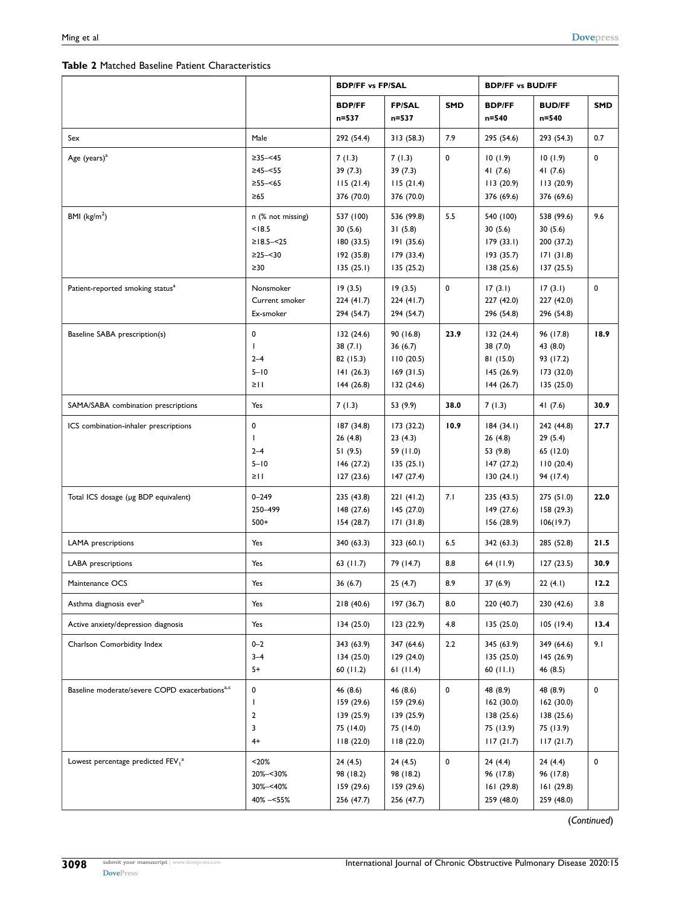**Table 2** Matched Baseline Patient Characteristics

| | | BDP/FF vs FP/SAL | | | BDP/FF vs BUD/FF | | |
|---|---|---|---|---|---|---|---|
| | | **BDP/FF n=537** | **FP/SAL n=537** | **SMD** | **BDP/FF n=540** | **BUD/FF n=540** | **SMD** |
| Sex | Male | 292 (54.4) | 313 (58.3) | 7.9 | 295 (54.6) | 293 (54.3) | 0.7 |
| Age (years)[a] | ≥35–<45<br>≥45–<55<br>≥55–<65<br>≥65 | 7 (1.3)<br>39 (7.3)<br>115 (21.4)<br>376 (70.0) | 7 (1.3)<br>39 (7.3)<br>115 (21.4)<br>376 (70.0) | 0 | 10 (1.9)<br>41 (7.6)<br>113 (20.9)<br>376 (69.6) | 10 (1.9)<br>41 (7.6)<br>113 (20.9)<br>376 (69.6) | 0 |
| BMI (kg/m$^2$) | n (% not missing)<br><18.5<br>≥18.5–<25<br>≥25–<30<br>≥30 | 537 (100)<br>30 (5.6)<br>180 (33.5)<br>192 (35.8)<br>135 (25.1) | 536 (99.8)<br>31 (5.8)<br>191 (35.6)<br>179 (33.4)<br>135 (25.2) | 5.5 | 540 (100)<br>30 (5.6)<br>179 (33.1)<br>193 (35.7)<br>138 (25.6) | 538 (99.6)<br>30 (5.6)<br>200 (37.2)<br>171 (31.8)<br>137 (25.5) | 9.6 |
| Patient-reported smoking status[a] | Nonsmoker<br>Current smoker<br>Ex-smoker | 19 (3.5)<br>224 (41.7)<br>294 (54.7) | 19 (3.5)<br>224 (41.7)<br>294 (54.7) | 0 | 17 (3.1)<br>227 (42.0)<br>296 (54.8) | 17 (3.1)<br>227 (42.0)<br>296 (54.8) | 0 |
| Baseline SABA prescription(s) | 0<br>1<br>2–4<br>5–10<br>≥11 | 132 (24.6)<br>38 (7.1)<br>82 (15.3)<br>141 (26.3)<br>144 (26.8) | 90 (16.8)<br>36 (6.7)<br>110 (20.5)<br>169 (31.5)<br>132 (24.6) | **23.9** | 132 (24.4)<br>38 (7.0)<br>81 (15.0)<br>145 (26.9)<br>144 (26.7) | 96 (17.8)<br>43 (8.0)<br>93 (17.2)<br>173 (32.0)<br>135 (25.0) | **18.9** |
| SAMA/SABA combination prescriptions | Yes | 7 (1.3) | 53 (9.9) | **38.0** | 7 (1.3) | 41 (7.6) | **30.9** |
| ICS combination-inhaler prescriptions | 0<br>1<br>2–4<br>5–10<br>≥11 | 187 (34.8)<br>26 (4.8)<br>51 (9.5)<br>146 (27.2)<br>127 (23.6) | 173 (32.2)<br>23 (4.3)<br>59 (11.0)<br>135 (25.1)<br>147 (27.4) | **10.9** | 184 (34.1)<br>26 (4.8)<br>53 (9.8)<br>147 (27.2)<br>130 (24.1) | 242 (44.8)<br>29 (5.4)<br>65 (12.0)<br>110 (20.4)<br>94 (17.4) | **27.7** |
| Total ICS dosage (µg BDP equivalent) | 0–249<br>250–499<br>500+ | 235 (43.8)<br>148 (27.6)<br>154 (28.7) | 221 (41.2)<br>145 (27.0)<br>171 (31.8) | 7.1 | 235 (43.5)<br>149 (27.6)<br>156 (28.9) | 275 (51.0)<br>158 (29.3)<br>106(19.7) | **22.0** |
| LAMA prescriptions | Yes | 340 (63.3) | 323 (60.1) | 6.5 | 342 (63.3) | 285 (52.8) | **21.5** |
| LABA prescriptions | Yes | 63 (11.7) | 79 (14.7) | 8.8 | 64 (11.9) | 127 (23.5) | **30.9** |
| Maintenance OCS | Yes | 36 (6.7) | 25 (4.7) | 8.9 | 37 (6.9) | 22 (4.1) | **12.2** |
| Asthma diagnosis ever[b] | Yes | 218 (40.6) | 197 (36.7) | 8.0 | 220 (40.7) | 230 (42.6) | 3.8 |
| Active anxiety/depression diagnosis | Yes | 134 (25.0) | 123 (22.9) | 4.8 | 135 (25.0) | 105 (19.4) | **13.4** |
| Charlson Comorbidity Index | 0–2<br>3–4<br>5+ | 343 (63.9)<br>134 (25.0)<br>60 (11.2) | 347 (64.6)<br>129 (24.0)<br>61 (11.4) | 2.2 | 345 (63.9)<br>135 (25.0)<br>60 (11.1) | 349 (64.6)<br>145 (26.9)<br>46 (8.5) | 9.1 |
| Baseline moderate/severe COPD exacerbations[a,c] | 0<br>1<br>2<br>3<br>4+ | 46 (8.6)<br>159 (29.6)<br>139 (25.9)<br>75 (14.0)<br>118 (22.0) | 46 (8.6)<br>159 (29.6)<br>139 (25.9)<br>75 (14.0)<br>118 (22.0) | 0 | 48 (8.9)<br>162 (30.0)<br>138 (25.6)<br>75 (13.9)<br>117 (21.7) | 48 (8.9)<br>162 (30.0)<br>138 (25.6)<br>75 (13.9)<br>117 (21.7) | 0 |
| Lowest percentage predicted $FEV_1$[a] | <20%<br>20%–<30%<br>30%–<40%<br>40% –<55% | 24 (4.5)<br>98 (18.2)<br>159 (29.6)<br>256 (47.7) | 24 (4.5)<br>98 (18.2)<br>159 (29.6)<br>256 (47.7) | 0 | 24 (4.4)<br>96 (17.8)<br>161 (29.8)<br>259 (48.0) | 24 (4.4)<br>96 (17.8)<br>161 (29.8)<br>259 (48.0) | 0 |

(*Continued*)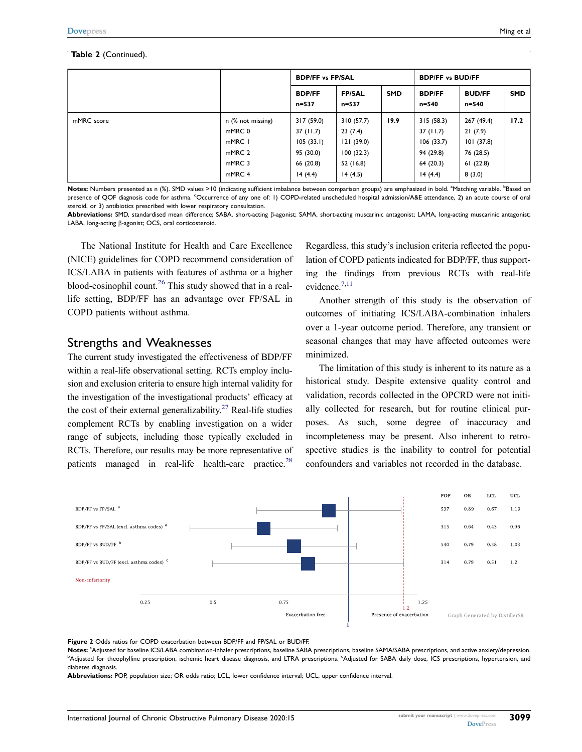**Table 2** (Continued).

| | | BDP/FF vs FP/SAL | | | BDP/FF vs BUD/FF | | |
|---|---|---|---|---|---|---|---|
| | | BDP/FF n=537 | FP/SAL n=537 | SMD | BDP/FF n=540 | BUD/FF n=540 | SMD |
| mMRC score | n (% not missing) | 317 (59.0) | 310 (57.7) | **19.9** | 315 (58.3) | 267 (49.4) | **17.2** |
| | mMRC 0 | 37 (11.7) | 23 (7.4) | | 37 (11.7) | 21 (7.9) | |
| | mMRC 1 | 105 (33.1) | 121 (39.0) | | 106 (33.7) | 101 (37.8) | |
| | mMRC 2 | 95 (30.0) | 100 (32.3) | | 94 (29.8) | 76 (28.5) | |
| | mMRC 3 | 66 (20.8) | 52 (16.8) | | 64 (20.3) | 61 (22.8) | |
| | mMRC 4 | 14 (4.4) | 14 (4.5) | | 14 (4.4) | 8 (3.0) | |

**Notes:** Numbers presented as n (%). SMD values >10 (indicating sufficient imbalance between comparison groups) are emphasized in bold. [a]Matching variable. [b]Based on presence of QOF diagnosis code for asthma. [c]Occurrence of any one of: 1) COPD-related unscheduled hospital admission/A&E attendance, 2) an acute course of oral steroid, or 3) antibiotics prescribed with lower respiratory consultation.

**Abbreviations:** SMD, standardised mean difference; SABA, short-acting β-agonist; SAMA, short-acting muscarinic antagonist; LAMA, long-acting muscarinic antagonist; LABA, long-acting β-agonist; OCS, oral corticosteroid.

The National Institute for Health and Care Excellence (NICE) guidelines for COPD recommend consideration of ICS/LABA in patients with features of asthma or a higher blood-eosinophil count.[26] This study showed that in a real-life setting, BDP/FF has an advantage over FP/SAL in COPD patients without asthma.

## Strengths and Weaknesses

The current study investigated the effectiveness of BDP/FF within a real-life observational setting. RCTs employ inclusion and exclusion criteria to ensure high internal validity for the investigation of the investigational products' efficacy at the cost of their external generalizability.[27] Real-life studies complement RCTs by enabling investigation on a wider range of subjects, including those typically excluded in RCTs. Therefore, our results may be more representative of patients managed in real-life health-care practice.[28] Regardless, this study's inclusion criteria reflected the population of COPD patients indicated for BDP/FF, thus supporting the findings from previous RCTs with real-life evidence.[7,11]

Another strength of this study is the observation of outcomes of initiating ICS/LABA-combination inhalers over a 1-year outcome period. Therefore, any transient or seasonal changes that may have affected outcomes were minimized.

The limitation of this study is inherent to its nature as a historical study. Despite extensive quality control and validation, records collected in the OPCRD were not initially collected for research, but for routine clinical purposes. As such, some degree of inaccuracy and incompleteness may be present. Also inherent to retrospective studies is the inability to control for potential confounders and variables not recorded in the database.

| | POP | OR | LCL | UCL |
|---|---|---|---|---|
| BDP/FF vs FP/SAL [a] | 537 | 0.89 | 0.67 | 1.19 |
| BDP/FF vs FP/SAL (excl. asthma codes) [a] | 315 | 0.64 | 0.43 | 0.96 |
| BDP/FF vs BUD/FF [b] | 540 | 0.79 | 0.58 | 1.03 |
| BDP/FF vs BUD/FF (excl. asthma codes) [c] | 314 | 0.79 | 0.51 | 1.2 |

Non-inferiority: 1.2. Axis: 0.25, 0.5, 0.75, 1, 1.25; Exacerbation free / Presence of exacerbation. Graph Generated by DistillerSR

**Figure 2** Odds ratios for COPD exacerbation between BDP/FF and FP/SAL or BUD/FF.

**Notes:** [a]Adjusted for baseline ICS/LABA combination-inhaler prescriptions, baseline SABA prescriptions, baseline SAMA/SABA prescriptions, and active anxiety/depression. [b]Adjusted for theophylline prescription, ischemic heart disease diagnosis, and LTRA prescriptions. [c]Adjusted for SABA daily dose, ICS prescriptions, hypertension, and diabetes diagnosis.

**Abbreviations:** POP, population size; OR odds ratio; LCL, lower confidence interval; UCL, upper confidence interval.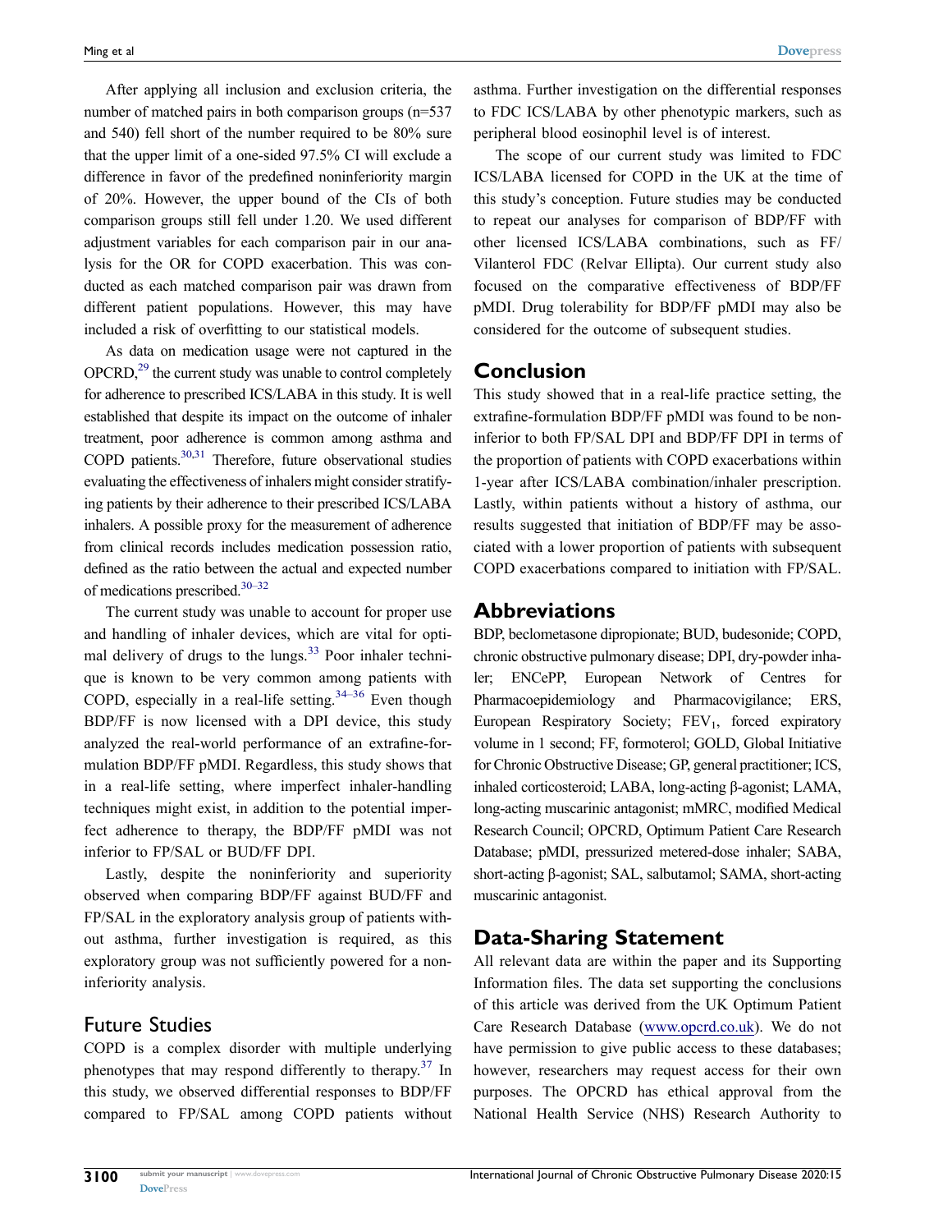After applying all inclusion and exclusion criteria, the number of matched pairs in both comparison groups (n=537 and 540) fell short of the number required to be 80% sure that the upper limit of a one-sided 97.5% CI will exclude a difference in favor of the predefined noninferiority margin of 20%. However, the upper bound of the CIs of both comparison groups still fell under 1.20. We used different adjustment variables for each comparison pair in our analysis for the OR for COPD exacerbation. This was conducted as each matched comparison pair was drawn from different patient populations. However, this may have included a risk of overfitting to our statistical models.

As data on medication usage were not captured in the OPCRD,[29] the current study was unable to control completely for adherence to prescribed ICS/LABA in this study. It is well established that despite its impact on the outcome of inhaler treatment, poor adherence is common among asthma and COPD patients.[30,31] Therefore, future observational studies evaluating the effectiveness of inhalers might consider stratifying patients by their adherence to their prescribed ICS/LABA inhalers. A possible proxy for the measurement of adherence from clinical records includes medication possession ratio, defined as the ratio between the actual and expected number of medications prescribed.[30–32]

The current study was unable to account for proper use and handling of inhaler devices, which are vital for optimal delivery of drugs to the lungs.[33] Poor inhaler technique is known to be very common among patients with COPD, especially in a real-life setting.[34–36] Even though BDP/FF is now licensed with a DPI device, this study analyzed the real-world performance of an extrafine-formulation BDP/FF pMDI. Regardless, this study shows that in a real-life setting, where imperfect inhaler-handling techniques might exist, in addition to the potential imperfect adherence to therapy, the BDP/FF pMDI was not inferior to FP/SAL or BUD/FF DPI.

Lastly, despite the noninferiority and superiority observed when comparing BDP/FF against BUD/FF and FP/SAL in the exploratory analysis group of patients without asthma, further investigation is required, as this exploratory group was not sufficiently powered for a noninferiority analysis.

### Future Studies

COPD is a complex disorder with multiple underlying phenotypes that may respond differently to therapy.[37] In this study, we observed differential responses to BDP/FF compared to FP/SAL among COPD patients without asthma. Further investigation on the differential responses to FDC ICS/LABA by other phenotypic markers, such as peripheral blood eosinophil level is of interest.

The scope of our current study was limited to FDC ICS/LABA licensed for COPD in the UK at the time of this study's conception. Future studies may be conducted to repeat our analyses for comparison of BDP/FF with other licensed ICS/LABA combinations, such as FF/Vilanterol FDC (Relvar Ellipta). Our current study also focused on the comparative effectiveness of BDP/FF pMDI. Drug tolerability for BDP/FF pMDI may also be considered for the outcome of subsequent studies.

## Conclusion

This study showed that in a real-life practice setting, the extrafine-formulation BDP/FF pMDI was found to be noninferior to both FP/SAL DPI and BDP/FF DPI in terms of the proportion of patients with COPD exacerbations within 1-year after ICS/LABA combination/inhaler prescription. Lastly, within patients without a history of asthma, our results suggested that initiation of BDP/FF may be associated with a lower proportion of patients with subsequent COPD exacerbations compared to initiation with FP/SAL.

## Abbreviations

BDP, beclometasone dipropionate; BUD, budesonide; COPD, chronic obstructive pulmonary disease; DPI, dry-powder inhaler; ENCePP, European Network of Centres for Pharmacoepidemiology and Pharmacovigilance; ERS, European Respiratory Society; $FEV_1$, forced expiratory volume in 1 second; FF, formoterol; GOLD, Global Initiative for Chronic Obstructive Disease; GP, general practitioner; ICS, inhaled corticosteroid; LABA, long-acting β-agonist; LAMA, long-acting muscarinic antagonist; mMRC, modified Medical Research Council; OPCRD, Optimum Patient Care Research Database; pMDI, pressurized metered-dose inhaler; SABA, short-acting β-agonist; SAL, salbutamol; SAMA, short-acting muscarinic antagonist.

## Data-Sharing Statement

All relevant data are within the paper and its Supporting Information files. The data set supporting the conclusions of this article was derived from the UK Optimum Patient Care Research Database (www.opcrd.co.uk). We do not have permission to give public access to these databases; however, researchers may request access for their own purposes. The OPCRD has ethical approval from the National Health Service (NHS) Research Authority to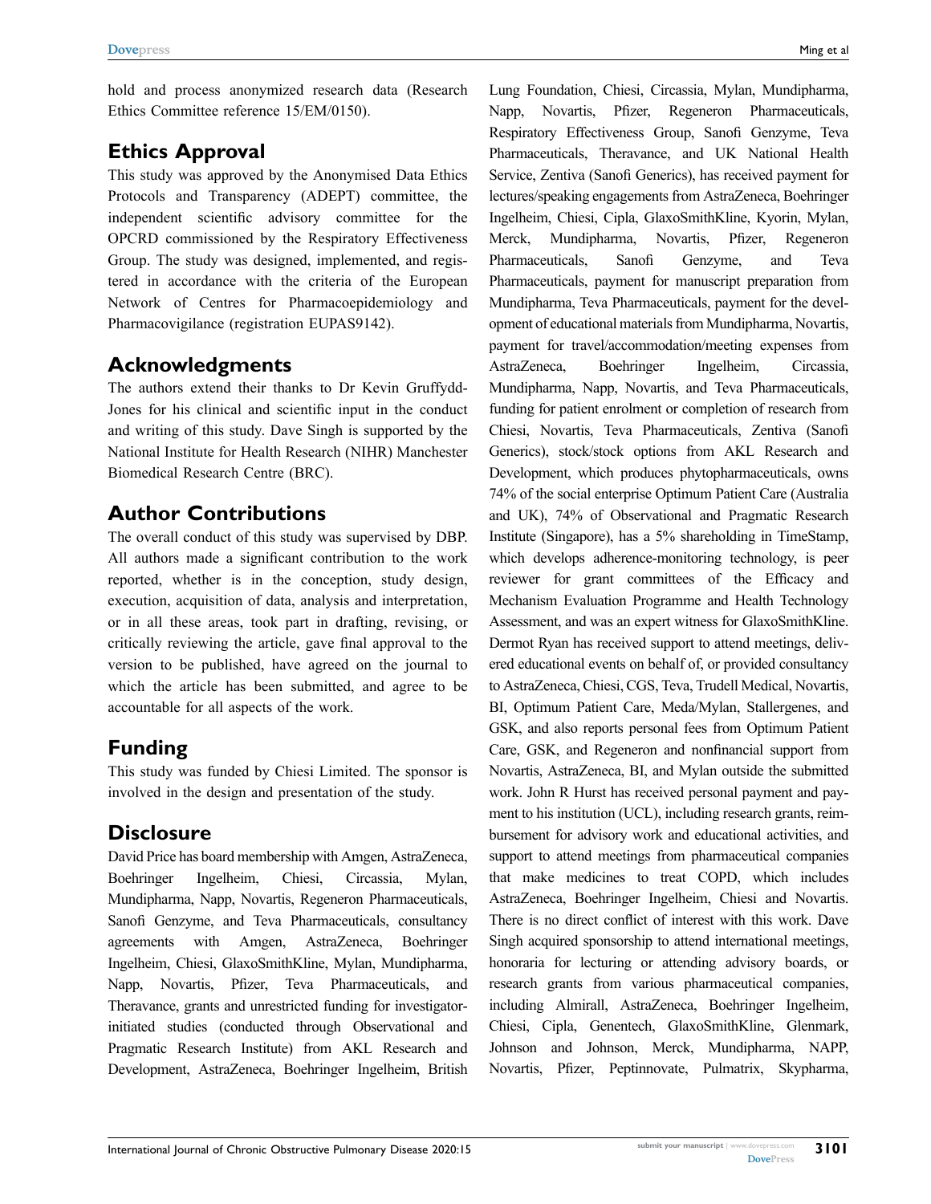hold and process anonymized research data (Research Ethics Committee reference 15/EM/0150).

## Ethics Approval

This study was approved by the Anonymised Data Ethics Protocols and Transparency (ADEPT) committee, the independent scientific advisory committee for the OPCRD commissioned by the Respiratory Effectiveness Group. The study was designed, implemented, and registered in accordance with the criteria of the European Network of Centres for Pharmacoepidemiology and Pharmacovigilance (registration EUPAS9142).

## Acknowledgments

The authors extend their thanks to Dr Kevin Gruffydd-Jones for his clinical and scientific input in the conduct and writing of this study. Dave Singh is supported by the National Institute for Health Research (NIHR) Manchester Biomedical Research Centre (BRC).

## Author Contributions

The overall conduct of this study was supervised by DBP. All authors made a significant contribution to the work reported, whether is in the conception, study design, execution, acquisition of data, analysis and interpretation, or in all these areas, took part in drafting, revising, or critically reviewing the article, gave final approval to the version to be published, have agreed on the journal to which the article has been submitted, and agree to be accountable for all aspects of the work.

## Funding

This study was funded by Chiesi Limited. The sponsor is involved in the design and presentation of the study.

## Disclosure

David Price has board membership with Amgen, AstraZeneca, Boehringer Ingelheim, Chiesi, Circassia, Mylan, Mundipharma, Napp, Novartis, Regeneron Pharmaceuticals, Sanofi Genzyme, and Teva Pharmaceuticals, consultancy agreements with Amgen, AstraZeneca, Boehringer Ingelheim, Chiesi, GlaxoSmithKline, Mylan, Mundipharma, Napp, Novartis, Pfizer, Teva Pharmaceuticals, and Theravance, grants and unrestricted funding for investigator-initiated studies (conducted through Observational and Pragmatic Research Institute) from AKL Research and Development, AstraZeneca, Boehringer Ingelheim, British Lung Foundation, Chiesi, Circassia, Mylan, Mundipharma, Napp, Novartis, Pfizer, Regeneron Pharmaceuticals, Respiratory Effectiveness Group, Sanofi Genzyme, Teva Pharmaceuticals, Theravance, and UK National Health Service, Zentiva (Sanofi Generics), has received payment for lectures/speaking engagements from AstraZeneca, Boehringer Ingelheim, Chiesi, Cipla, GlaxoSmithKline, Kyorin, Mylan, Merck, Mundipharma, Novartis, Pfizer, Regeneron Pharmaceuticals, Sanofi Genzyme, and Teva Pharmaceuticals, payment for manuscript preparation from Mundipharma, Teva Pharmaceuticals, payment for the development of educational materials from Mundipharma, Novartis, payment for travel/accommodation/meeting expenses from AstraZeneca, Boehringer Ingelheim, Circassia, Mundipharma, Napp, Novartis, and Teva Pharmaceuticals, funding for patient enrolment or completion of research from Chiesi, Novartis, Teva Pharmaceuticals, Zentiva (Sanofi Generics), stock/stock options from AKL Research and Development, which produces phytopharmaceuticals, owns 74% of the social enterprise Optimum Patient Care (Australia and UK), 74% of Observational and Pragmatic Research Institute (Singapore), has a 5% shareholding in TimeStamp, which develops adherence-monitoring technology, is peer reviewer for grant committees of the Efficacy and Mechanism Evaluation Programme and Health Technology Assessment, and was an expert witness for GlaxoSmithKline. Dermot Ryan has received support to attend meetings, delivered educational events on behalf of, or provided consultancy to AstraZeneca, Chiesi, CGS, Teva, Trudell Medical, Novartis, BI, Optimum Patient Care, Meda/Mylan, Stallergenes, and GSK, and also reports personal fees from Optimum Patient Care, GSK, and Regeneron and nonfinancial support from Novartis, AstraZeneca, BI, and Mylan outside the submitted work. John R Hurst has received personal payment and payment to his institution (UCL), including research grants, reimbursement for advisory work and educational activities, and support to attend meetings from pharmaceutical companies that make medicines to treat COPD, which includes AstraZeneca, Boehringer Ingelheim, Chiesi and Novartis. There is no direct conflict of interest with this work. Dave Singh acquired sponsorship to attend international meetings, honoraria for lecturing or attending advisory boards, or research grants from various pharmaceutical companies, including Almirall, AstraZeneca, Boehringer Ingelheim, Chiesi, Cipla, Genentech, GlaxoSmithKline, Glenmark, Johnson and Johnson, Merck, Mundipharma, NAPP, Novartis, Pfizer, Peptinnovate, Pulmatrix, Skypharma,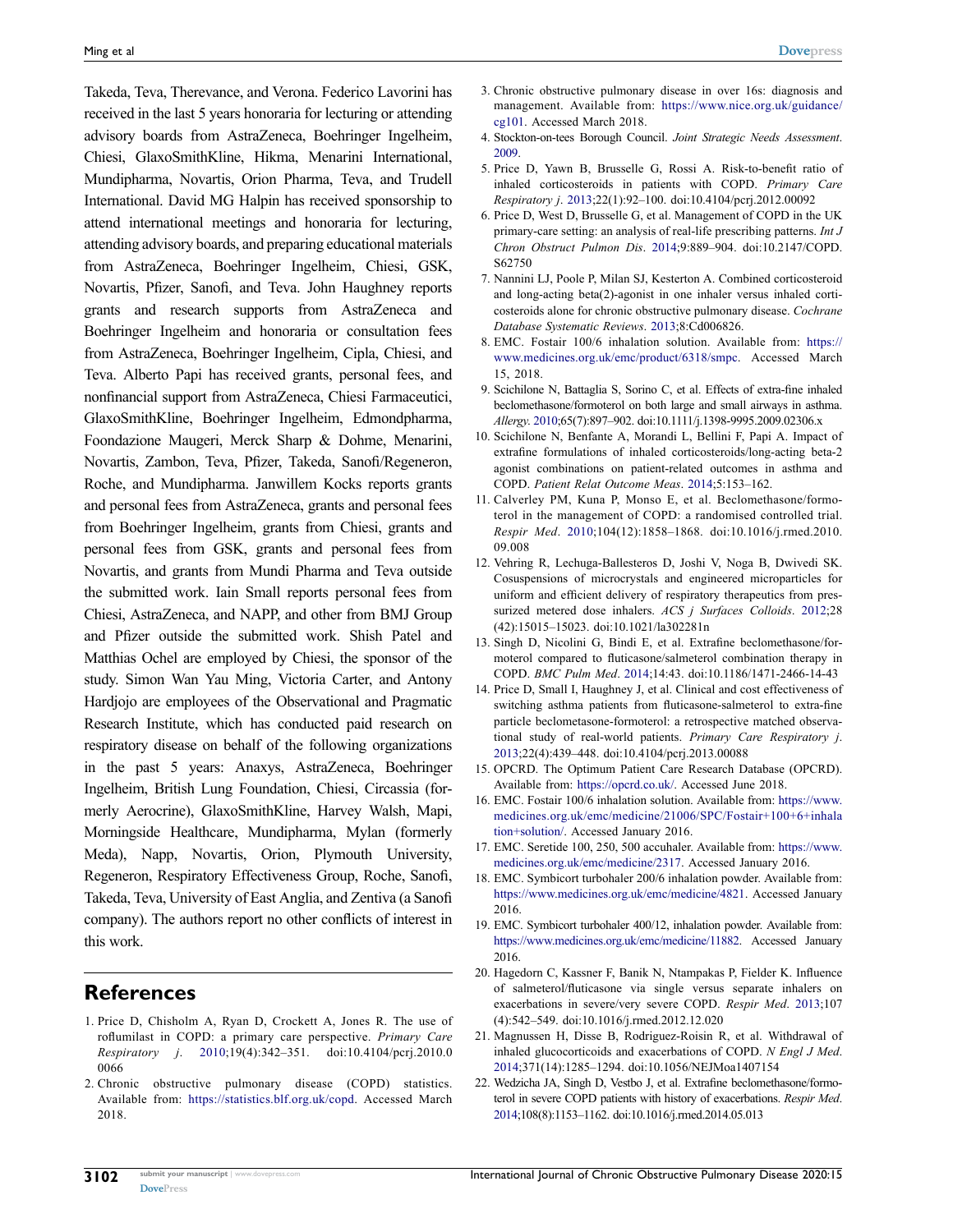Takeda, Teva, Therevance, and Verona. Federico Lavorini has received in the last 5 years honoraria for lecturing or attending advisory boards from AstraZeneca, Boehringer Ingelheim, Chiesi, GlaxoSmithKline, Hikma, Menarini International, Mundipharma, Novartis, Orion Pharma, Teva, and Trudell International. David MG Halpin has received sponsorship to attend international meetings and honoraria for lecturing, attending advisory boards, and preparing educational materials from AstraZeneca, Boehringer Ingelheim, Chiesi, GSK, Novartis, Pfizer, Sanofi, and Teva. John Haughney reports grants and research supports from AstraZeneca and Boehringer Ingelheim and honoraria or consultation fees from AstraZeneca, Boehringer Ingelheim, Cipla, Chiesi, and Teva. Alberto Papi has received grants, personal fees, and nonfinancial support from AstraZeneca, Chiesi Farmaceutici, GlaxoSmithKline, Boehringer Ingelheim, Edmondpharma, Foondazione Maugeri, Merck Sharp & Dohme, Menarini, Novartis, Zambon, Teva, Pfizer, Takeda, Sanofi/Regeneron, Roche, and Mundipharma. Janwillem Kocks reports grants and personal fees from AstraZeneca, grants and personal fees from Boehringer Ingelheim, grants from Chiesi, grants and personal fees from GSK, grants and personal fees from Novartis, and grants from Mundi Pharma and Teva outside the submitted work. Iain Small reports personal fees from Chiesi, AstraZeneca, and NAPP, and other from BMJ Group and Pfizer outside the submitted work. Shish Patel and Matthias Ochel are employed by Chiesi, the sponsor of the study. Simon Wan Yau Ming, Victoria Carter, and Antony Hardjojo are employees of the Observational and Pragmatic Research Institute, which has conducted paid research on respiratory disease on behalf of the following organizations in the past 5 years: Anaxys, AstraZeneca, Boehringer Ingelheim, British Lung Foundation, Chiesi, Circassia (formerly Aerocrine), GlaxoSmithKline, Harvey Walsh, Mapi, Morningside Healthcare, Mundipharma, Mylan (formerly Meda), Napp, Novartis, Orion, Plymouth University, Regeneron, Respiratory Effectiveness Group, Roche, Sanofi, Takeda, Teva, University of East Anglia, and Zentiva (a Sanofi company). The authors report no other conflicts of interest in this work.

## References

1. Price D, Chisholm A, Ryan D, Crockett A, Jones R. The use of roflumilast in COPD: a primary care perspective. *Primary Care Respiratory j*. 2010;19(4):342–351. doi:10.4104/pcrj.2010.00066
2. Chronic obstructive pulmonary disease (COPD) statistics. Available from: https://statistics.blf.org.uk/copd. Accessed March 2018.
3. Chronic obstructive pulmonary disease in over 16s: diagnosis and management. Available from: https://www.nice.org.uk/guidance/cg101. Accessed March 2018.
4. Stockton-on-tees Borough Council. *Joint Strategic Needs Assessment*. 2009.
5. Price D, Yawn B, Brusselle G, Rossi A. Risk-to-benefit ratio of inhaled corticosteroids in patients with COPD. *Primary Care Respiratory j*. 2013;22(1):92–100. doi:10.4104/pcrj.2012.00092
6. Price D, West D, Brusselle G, et al. Management of COPD in the UK primary-care setting: an analysis of real-life prescribing patterns. *Int J Chron Obstruct Pulmon Dis*. 2014;9:889–904. doi:10.2147/COPD.S62750
7. Nannini LJ, Poole P, Milan SJ, Kesterton A. Combined corticosteroid and long-acting beta(2)-agonist in one inhaler versus inhaled corticosteroids alone for chronic obstructive pulmonary disease. *Cochrane Database Systematic Reviews*. 2013;8:Cd006826.
8. EMC. Fostair 100/6 inhalation solution. Available from: https://www.medicines.org.uk/emc/product/6318/smpc. Accessed March 15, 2018.
9. Scichilone N, Battaglia S, Sorino C, et al. Effects of extra-fine inhaled beclomethasone/formoterol on both large and small airways in asthma. *Allergy*. 2010;65(7):897–902. doi:10.1111/j.1398-9995.2009.02306.x
10. Scichilone N, Benfante A, Morandi L, Bellini F, Papi A. Impact of extrafine formulations of inhaled corticosteroids/long-acting beta-2 agonist combinations on patient-related outcomes in asthma and COPD. *Patient Relat Outcome Meas*. 2014;5:153–162.
11. Calverley PM, Kuna P, Monso E, et al. Beclomethasone/formoterol in the management of COPD: a randomised controlled trial. *Respir Med*. 2010;104(12):1858–1868. doi:10.1016/j.rmed.2010.09.008
12. Vehring R, Lechuga-Ballesteros D, Joshi V, Noga B, Dwivedi SK. Cosuspensions of microcrystals and engineered microparticles for uniform and efficient delivery of respiratory therapeutics from pressurized metered dose inhalers. *ACS j Surfaces Colloids*. 2012;28(42):15015–15023. doi:10.1021/la302281n
13. Singh D, Nicolini G, Bindi E, et al. Extrafine beclomethasone/formoterol compared to fluticasone/salmeterol combination therapy in COPD. *BMC Pulm Med*. 2014;14:43. doi:10.1186/1471-2466-14-43
14. Price D, Small I, Haughney J, et al. Clinical and cost effectiveness of switching asthma patients from fluticasone-salmeterol to extra-fine particle beclometasone-formoterol: a retrospective matched observational study of real-world patients. *Primary Care Respiratory j*. 2013;22(4):439–448. doi:10.4104/pcrj.2013.00088
15. OPCRD. The Optimum Patient Care Research Database (OPCRD). Available from: https://opcrd.co.uk/. Accessed June 2018.
16. EMC. Fostair 100/6 inhalation solution. Available from: https://www.medicines.org.uk/emc/medicine/21006/SPC/Fostair+100+6+inhalation+solution/. Accessed January 2016.
17. EMC. Seretide 100, 250, 500 accuhaler. Available from: https://www.medicines.org.uk/emc/medicine/2317. Accessed January 2016.
18. EMC. Symbicort turbohaler 200/6 inhalation powder. Available from: https://www.medicines.org.uk/emc/medicine/4821. Accessed January 2016.
19. EMC. Symbicort turbohaler 400/12, inhalation powder. Available from: https://www.medicines.org.uk/emc/medicine/11882. Accessed January 2016.
20. Hagedorn C, Kassner F, Banik N, Ntampakas P, Fielder K. Influence of salmeterol/fluticasone via single versus separate inhalers on exacerbations in severe/very severe COPD. *Respir Med*. 2013;107(4):542–549. doi:10.1016/j.rmed.2012.12.020
21. Magnussen H, Disse B, Rodriguez-Roisin R, et al. Withdrawal of inhaled glucocorticoids and exacerbations of COPD. *N Engl J Med*. 2014;371(14):1285–1294. doi:10.1056/NEJMoa1407154
22. Wedzicha JA, Singh D, Vestbo J, et al. Extrafine beclomethasone/formoterol in severe COPD patients with history of exacerbations. *Respir Med*. 2014;108(8):1153–1162. doi:10.1016/j.rmed.2014.05.013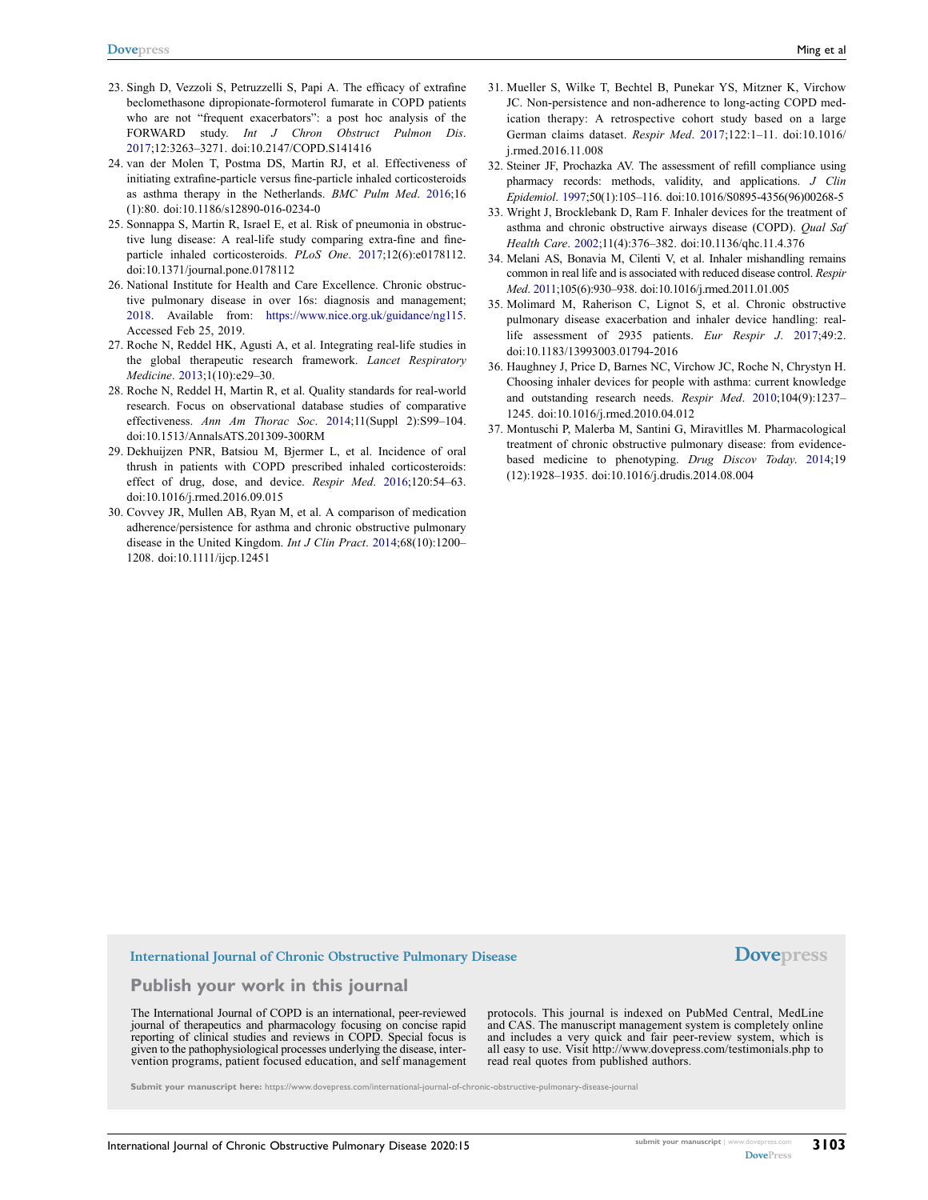23. Singh D, Vezzoli S, Petruzzelli S, Papi A. The efficacy of extrafine beclomethasone dipropionate-formoterol fumarate in COPD patients who are not "frequent exacerbators": a post hoc analysis of the FORWARD study. *Int J Chron Obstruct Pulmon Dis*. 2017;12:3263–3271. doi:10.2147/COPD.S141416
24. van der Molen T, Postma DS, Martin RJ, et al. Effectiveness of initiating extrafine-particle versus fine-particle inhaled corticosteroids as asthma therapy in the Netherlands. *BMC Pulm Med*. 2016;16 (1):80. doi:10.1186/s12890-016-0234-0
25. Sonnappa S, Martin R, Israel E, et al. Risk of pneumonia in obstructive lung disease: A real-life study comparing extra-fine and fine-particle inhaled corticosteroids. *PLoS One*. 2017;12(6):e0178112. doi:10.1371/journal.pone.0178112
26. National Institute for Health and Care Excellence. Chronic obstructive pulmonary disease in over 16s: diagnosis and management; 2018. Available from: https://www.nice.org.uk/guidance/ng115. Accessed Feb 25, 2019.
27. Roche N, Reddel HK, Agusti A, et al. Integrating real-life studies in the global therapeutic research framework. *Lancet Respiratory Medicine*. 2013;1(10):e29–30.
28. Roche N, Reddel H, Martin R, et al. Quality standards for real-world research. Focus on observational database studies of comparative effectiveness. *Ann Am Thorac Soc*. 2014;11(Suppl 2):S99–104. doi:10.1513/AnnalsATS.201309-300RM
29. Dekhuijzen PNR, Batsiou M, Bjermer L, et al. Incidence of oral thrush in patients with COPD prescribed inhaled corticosteroids: effect of drug, dose, and device. *Respir Med*. 2016;120:54–63. doi:10.1016/j.rmed.2016.09.015
30. Covvey JR, Mullen AB, Ryan M, et al. A comparison of medication adherence/persistence for asthma and chronic obstructive pulmonary disease in the United Kingdom. *Int J Clin Pract*. 2014;68(10):1200–1208. doi:10.1111/ijcp.12451
31. Mueller S, Wilke T, Bechtel B, Punekar YS, Mitzner K, Virchow JC. Non-persistence and non-adherence to long-acting COPD medication therapy: A retrospective cohort study based on a large German claims dataset. *Respir Med*. 2017;122:1–11. doi:10.1016/j.rmed.2016.11.008
32. Steiner JF, Prochazka AV. The assessment of refill compliance using pharmacy records: methods, validity, and applications. *J Clin Epidemiol*. 1997;50(1):105–116. doi:10.1016/S0895-4356(96)00268-5
33. Wright J, Brocklebank D, Ram F. Inhaler devices for the treatment of asthma and chronic obstructive airways disease (COPD). *Qual Saf Health Care*. 2002;11(4):376–382. doi:10.1136/qhc.11.4.376
34. Melani AS, Bonavia M, Cilenti V, et al. Inhaler mishandling remains common in real life and is associated with reduced disease control. *Respir Med*. 2011;105(6):930–938. doi:10.1016/j.rmed.2011.01.005
35. Molimard M, Raherison C, Lignot S, et al. Chronic obstructive pulmonary disease exacerbation and inhaler device handling: real-life assessment of 2935 patients. *Eur Respir J*. 2017;49:2. doi:10.1183/13993003.01794-2016
36. Haughney J, Price D, Barnes NC, Virchow JC, Roche N, Chrystyn H. Choosing inhaler devices for people with asthma: current knowledge and outstanding research needs. *Respir Med*. 2010;104(9):1237–1245. doi:10.1016/j.rmed.2010.04.012
37. Montuschi P, Malerba M, Santini G, Miravitlles M. Pharmacological treatment of chronic obstructive pulmonary disease: from evidence-based medicine to phenotyping. *Drug Discov Today*. 2014;19 (12):1928–1935. doi:10.1016/j.drudis.2014.08.004

**International Journal of Chronic Obstructive Pulmonary Disease**

**Dovepress**

## Publish your work in this journal

The International Journal of COPD is an international, peer-reviewed journal of therapeutics and pharmacology focusing on concise rapid reporting of clinical studies and reviews in COPD. Special focus is given to the pathophysiological processes underlying the disease, intervention programs, patient focused education, and self management protocols. This journal is indexed on PubMed Central, MedLine and CAS. The manuscript management system is completely online and includes a very quick and fair peer-review system, which is all easy to use. Visit http://www.dovepress.com/testimonials.php to read real quotes from published authors.

**Submit your manuscript here:** https://www.dovepress.com/international-journal-of-chronic-obstructive-pulmonary-disease-journal